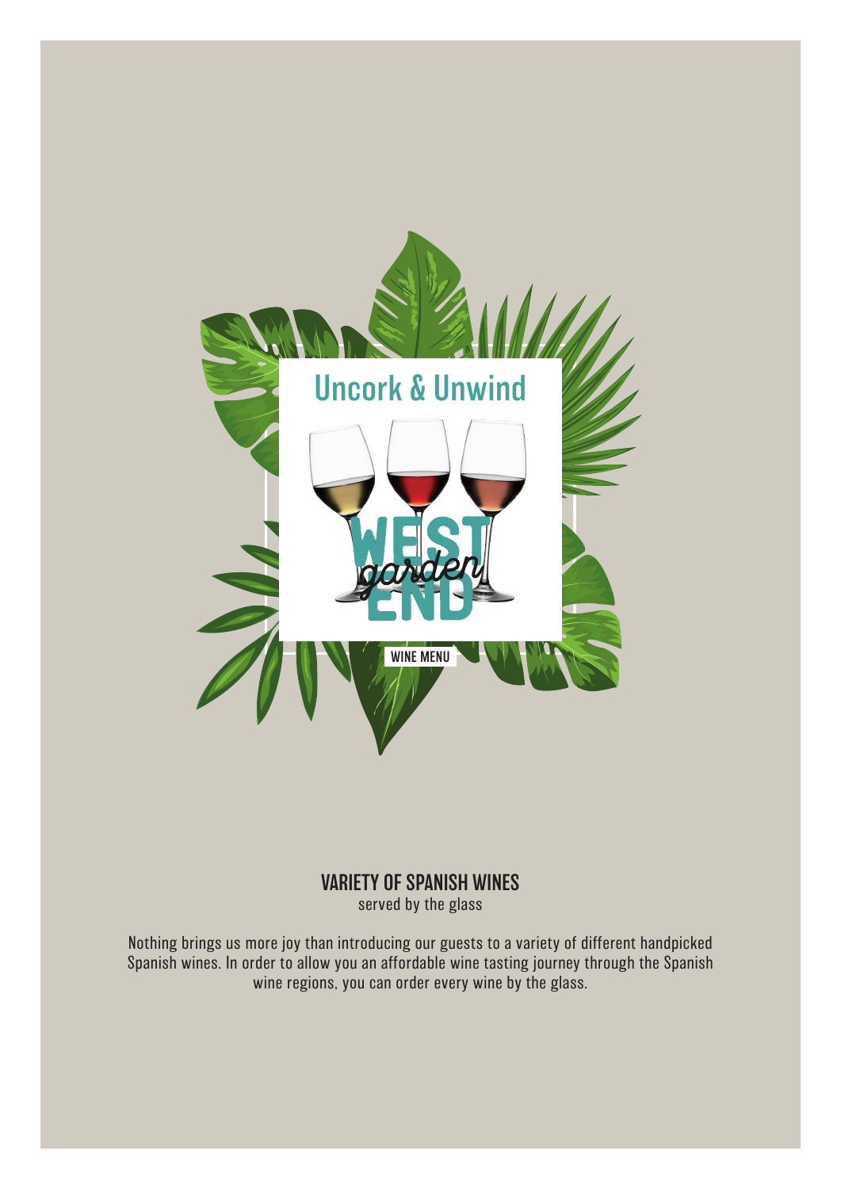# Uncork & Unwind

WEST *garden* END

WINE MENU

## VARIETY OF SPANISH WINES

served by the glass

Nothing brings us more joy than introducing our guests to a variety of different handpicked Spanish wines. In order to allow you an affordable wine tasting journey through the Spanish wine regions, you can order every wine by the glass.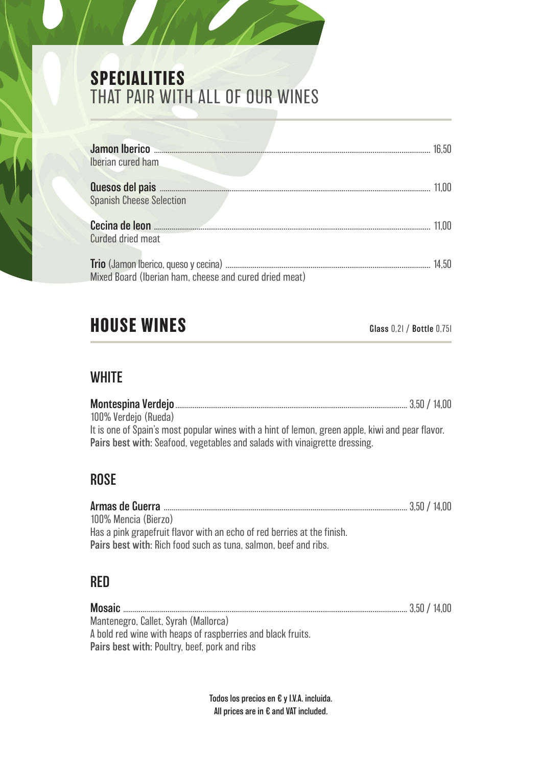## **SPECIALITIES**
THAT PAIR WITH ALL OF OUR WINES

**Jamon Iberico** ........ 16,50
Iberian cured ham

**Quesos del pais** ........ 11,00
Spanish Cheese Selection

**Cecina de leon** ........ 11,00
Curded dried meat

**Trio** (Jamon Iberico, queso y cecina) ........ 14,50
Mixed Board (Iberian ham, cheese and cured dried meat)

## **HOUSE WINES**

**Glass** 0,2l / **Bottle** 0,75l

### WHITE

**Montespina Verdejo** ........ 3,50 / 14,00
100% Verdejo (Rueda)
It is one of Spain's most popular wines with a hint of lemon, green apple, kiwi and pear flavor.
**Pairs best with:** Seafood, vegetables and salads with vinaigrette dressing.

### ROSE

**Armas de Guerra** ........ 3,50 / 14,00
100% Mencia (Bierzo)
Has a pink grapefruit flavor with an echo of red berries at the finish.
**Pairs best with:** Rich food such as tuna, salmon, beef and ribs.

### RED

**Mosaic** ........ 3,50 / 14,00
Mantenegro, Callet, Syrah (Mallorca)
A bold red wine with heaps of raspberries and black fruits.
**Pairs best with:** Poultry, beef, pork and ribs

Todos los precios en € y I.V.A. incluida.
All prices are in € and VAT included.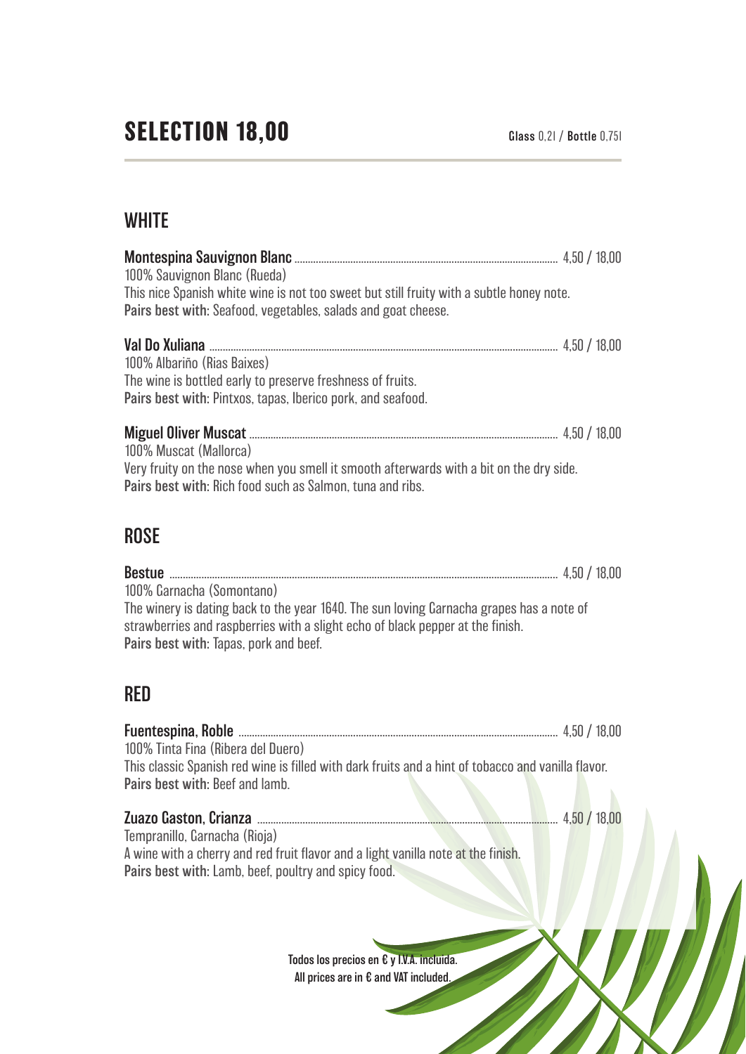# SELECTION 18,00

**Glass** 0,2l / **Bottle** 0,75l

## WHITE

**Montespina Sauvignon Blanc** ........ 4,50 / 18,00
100% Sauvignon Blanc (Rueda)
This nice Spanish white wine is not too sweet but still fruity with a subtle honey note.
**Pairs best with:** Seafood, vegetables, salads and goat cheese.

**Val Do Xuliana** ........ 4,50 / 18,00
100% Albariño (Rias Baixes)
The wine is bottled early to preserve freshness of fruits.
**Pairs best with:** Pintxos, tapas, Iberico pork, and seafood.

**Miguel Oliver Muscat** ........ 4,50 / 18,00
100% Muscat (Mallorca)
Very fruity on the nose when you smell it smooth afterwards with a bit on the dry side.
**Pairs best with:** Rich food such as Salmon, tuna and ribs.

## ROSE

**Bestue** ........ 4,50 / 18,00
100% Garnacha (Somontano)
The winery is dating back to the year 1640. The sun loving Garnacha grapes has a note of strawberries and raspberries with a slight echo of black pepper at the finish.
**Pairs best with:** Tapas, pork and beef.

## RED

**Fuentespina, Roble** ........ 4,50 / 18,00
100% Tinta Fina (Ribera del Duero)
This classic Spanish red wine is filled with dark fruits and a hint of tobacco and vanilla flavor.
**Pairs best with:** Beef and lamb.

**Zuazo Gaston, Crianza** ........ 4,50 / 18,00
Tempranillo, Garnacha (Rioja)
A wine with a cherry and red fruit flavor and a light vanilla note at the finish.
**Pairs best with:** Lamb, beef, poultry and spicy food.

Todos los precios en € y I.V.A. incluida.
All prices are in € and VAT included.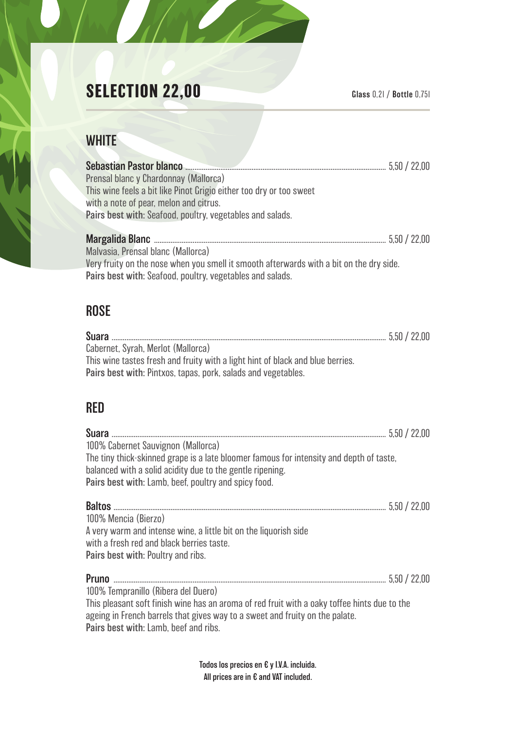# SELECTION 22,00

**Glass** 0,2l / **Bottle** 0,75l

## WHITE

**Sebastian Pastor blanco** ........ 5,50 / 22,00
Prensal blanc y Chardonnay (Mallorca)
This wine feels a bit like Pinot Grigio either too dry or too sweet
with a note of pear, melon and citrus.
**Pairs best with:** Seafood, poultry, vegetables and salads.

**Margalida Blanc** ........ 5,50 / 22,00
Malvasia, Prensal blanc (Mallorca)
Very fruity on the nose when you smell it smooth afterwards with a bit on the dry side.
**Pairs best with:** Seafood, poultry, vegetables and salads.

## ROSE

**Suara** ........ 5,50 / 22,00
Cabernet, Syrah, Merlot (Mallorca)
This wine tastes fresh and fruity with a light hint of black and blue berries.
**Pairs best with:** Pintxos, tapas, pork, salads and vegetables.

## RED

**Suara** ........ 5,50 / 22,00
100% Cabernet Sauvignon (Mallorca)
The tiny thick-skinned grape is a late bloomer famous for intensity and depth of taste,
balanced with a solid acidity due to the gentle ripening.
**Pairs best with:** Lamb, beef, poultry and spicy food.

**Baltos** ........ 5,50 / 22,00
100% Mencia (Bierzo)
A very warm and intense wine, a little bit on the liquorish side
with a fresh red and black berries taste.
**Pairs best with:** Poultry and ribs.

**Pruno** ........ 5,50 / 22,00
100% Tempranillo (Ribera del Duero)
This pleasant soft finish wine has an aroma of red fruit with a oaky toffee hints due to the
ageing in French barrels that gives way to a sweet and fruity on the palate.
**Pairs best with:** Lamb, beef and ribs.

Todos los precios en € y I.V.A. incluida.
All prices are in € and VAT included.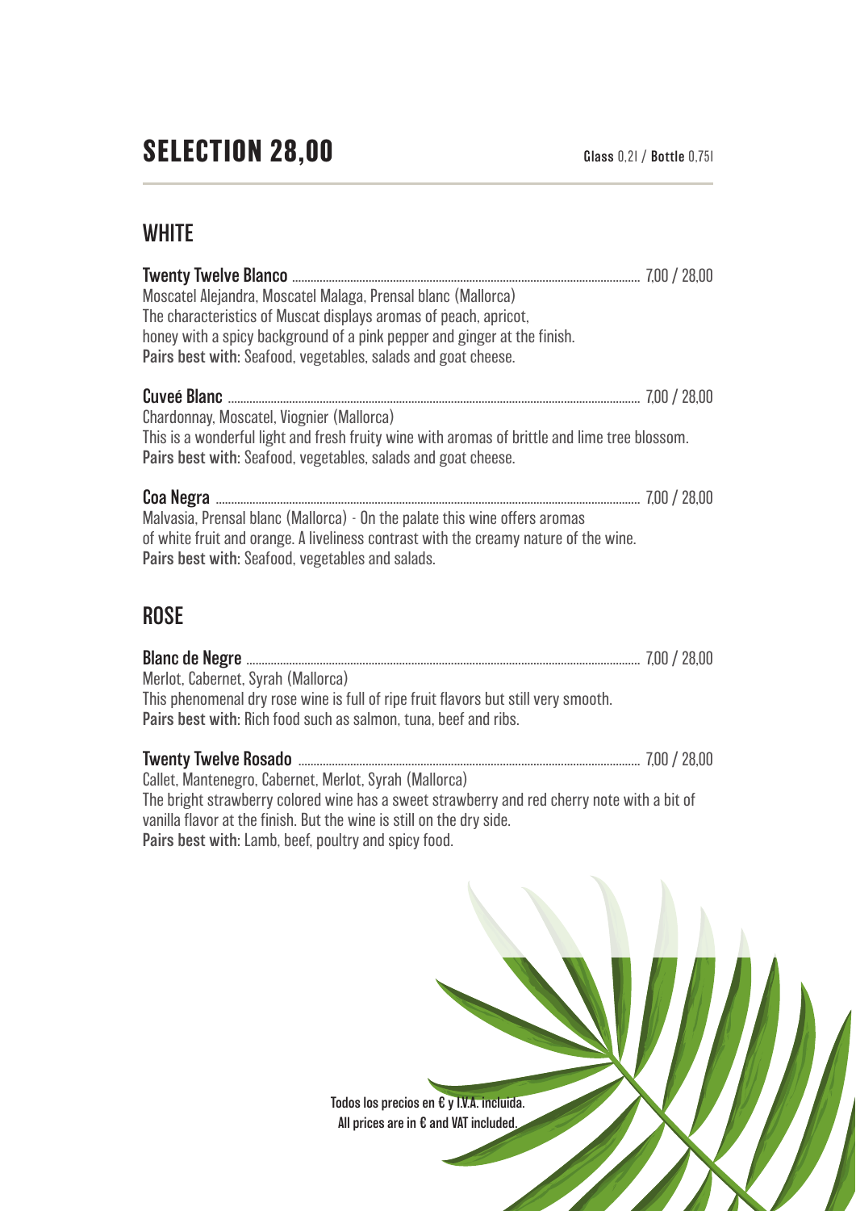# SELECTION 28,00

**Glass** 0,2l / **Bottle** 0,75l

## WHITE

**Twenty Twelve Blanco** ............ 7,00 / 28,00
Moscatel Alejandra, Moscatel Malaga, Prensal blanc (Mallorca)
The characteristics of Muscat displays aromas of peach, apricot,
honey with a spicy background of a pink pepper and ginger at the finish.
**Pairs best with:** Seafood, vegetables, salads and goat cheese.

**Cuveé Blanc** ............ 7,00 / 28,00
Chardonnay, Moscatel, Viognier (Mallorca)
This is a wonderful light and fresh fruity wine with aromas of brittle and lime tree blossom.
**Pairs best with:** Seafood, vegetables, salads and goat cheese.

**Coa Negra** ............ 7,00 / 28,00
Malvasia, Prensal blanc (Mallorca) - On the palate this wine offers aromas
of white fruit and orange. A liveliness contrast with the creamy nature of the wine.
**Pairs best with:** Seafood, vegetables and salads.

## ROSE

**Blanc de Negre** ............ 7,00 / 28,00
Merlot, Cabernet, Syrah (Mallorca)
This phenomenal dry rose wine is full of ripe fruit flavors but still very smooth.
**Pairs best with:** Rich food such as salmon, tuna, beef and ribs.

**Twenty Twelve Rosado** ............ 7,00 / 28,00
Callet, Mantenegro, Cabernet, Merlot, Syrah (Mallorca)
The bright strawberry colored wine has a sweet strawberry and red cherry note with a bit of
vanilla flavor at the finish. But the wine is still on the dry side.
**Pairs best with:** Lamb, beef, poultry and spicy food.

Todos los precios en € y I.V.A. incluida.
All prices are in € and VAT included.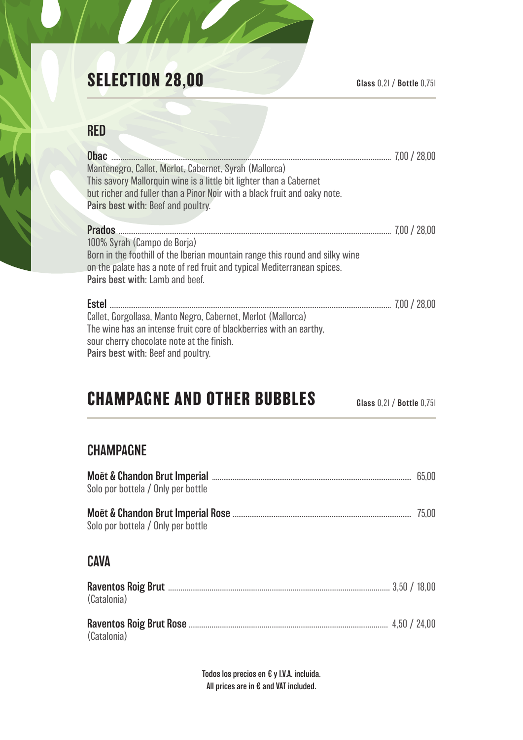# SELECTION 28,00

Glass 0,2l / Bottle 0,75l

## RED

**Obac** ............ 7,00 / 28,00
Mantenegro, Callet, Merlot, Cabernet, Syrah (Mallorca)
This savory Mallorquin wine is a little bit lighter than a Cabernet
but richer and fuller than a Pinor Noir with a black fruit and oaky note.
**Pairs best with:** Beef and poultry.

**Prados** ............ 7,00 / 28,00
100% Syrah (Campo de Borja)
Born in the foothill of the Iberian mountain range this round and silky wine
on the palate has a note of red fruit and typical Mediterranean spices.
**Pairs best with:** Lamb and beef.

**Estel** ............ 7,00 / 28,00
Callet, Gorgollasa, Manto Negro, Cabernet, Merlot (Mallorca)
The wine has an intense fruit core of blackberries with an earthy,
sour cherry chocolate note at the finish.
**Pairs best with:** Beef and poultry.

# CHAMPAGNE AND OTHER BUBBLES

Glass 0,2l / Bottle 0,75l

## CHAMPAGNE

**Moët & Chandon Brut Imperial** ............ 65,00
Solo por bottela / Only per bottle

**Moët & Chandon Brut Imperial Rose** ............ 75,00
Solo por bottela / Only per bottle

## CAVA

**Raventos Roig Brut** ............ 3,50 / 18,00
(Catalonia)

**Raventos Roig Brut Rose** ............ 4,50 / 24,00
(Catalonia)

Todos los precios en € y I.V.A. incluida.
All prices are in € and VAT included.